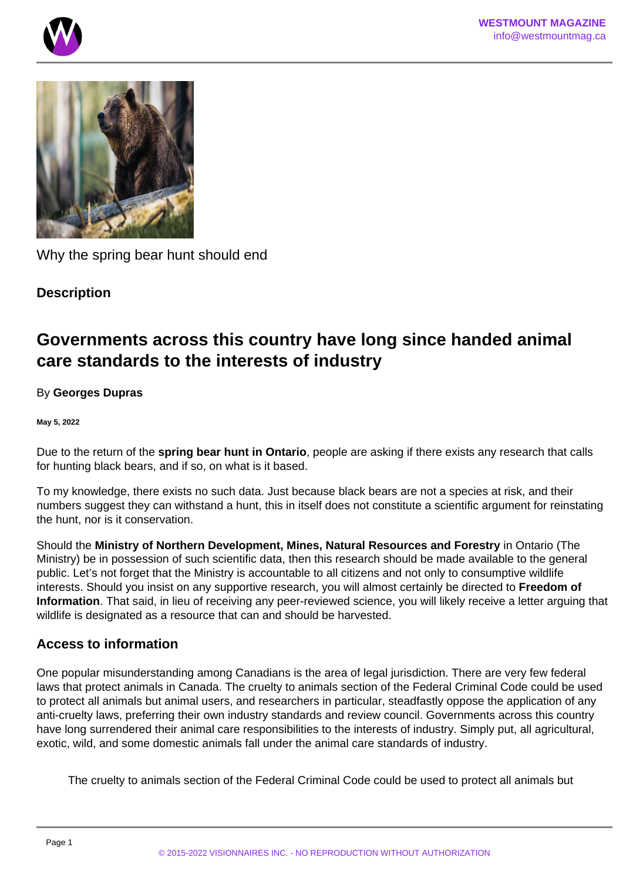Why the spring bear hunt should end

**Description**

## Governments across this country have long since handed animal care standards to the interests of industry

By **Georges Dupras**

**May 5, 2022**

Due to the return of the **spring bear hunt in Ontario**, people are asking if there exists any research that calls for hunting black bears, and if so, on what is it based.

To my knowledge, there exists no such data. Just because black bears are not a species at risk, and their numbers suggest they can withstand a hunt, this in itself does not constitute a scientific argument for reinstating the hunt, nor is it conservation.

Should the **Ministry of Northern Development, Mines, Natural Resources and Forestry** in Ontario (The Ministry) be in possession of such scientific data, then this research should be made available to the general public. Let's not forget that the Ministry is accountable to all citizens and not only to consumptive wildlife interests. Should you insist on any supportive research, you will almost certainly be directed to **Freedom of Information**. That said, in lieu of receiving any peer-reviewed science, you will likely receive a letter arguing that wildlife is designated as a resource that can and should be harvested.

### Access to information

One popular misunderstanding among Canadians is the area of legal jurisdiction. There are very few federal laws that protect animals in Canada. The cruelty to animals section of the Federal Criminal Code could be used to protect all animals but animal users, and researchers in particular, steadfastly oppose the application of any anti-cruelty laws, preferring their own industry standards and review council. Governments across this country have long surrendered their animal care responsibilities to the interests of industry. Simply put, all agricultural, exotic, wild, and some domestic animals fall under the animal care standards of industry.

> The cruelty to animals section of the Federal Criminal Code could be used to protect all animals but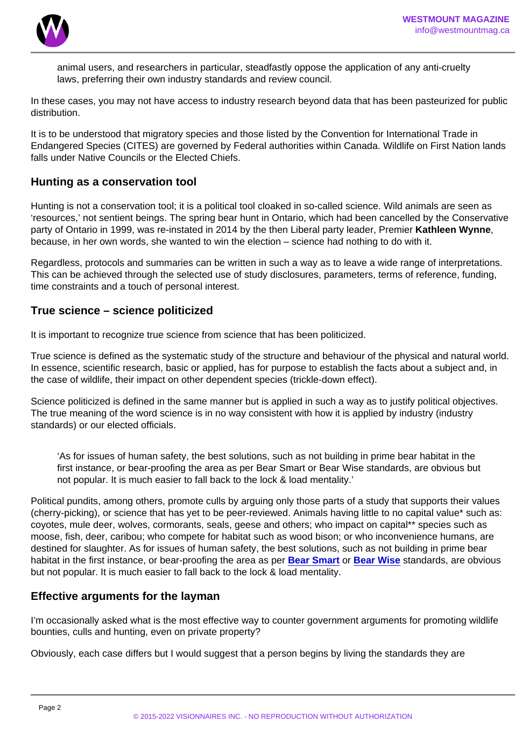> animal users, and researchers in particular, steadfastly oppose the application of any anti-cruelty laws, preferring their own industry standards and review council.

In these cases, you may not have access to industry research beyond data that has been pasteurized for public distribution.

It is to be understood that migratory species and those listed by the Convention for International Trade in Endangered Species (CITES) are governed by Federal authorities within Canada. Wildlife on First Nation lands falls under Native Councils or the Elected Chiefs.

## Hunting as a conservation tool

Hunting is not a conservation tool; it is a political tool cloaked in so-called science. Wild animals are seen as 'resources,' not sentient beings. The spring bear hunt in Ontario, which had been cancelled by the Conservative party of Ontario in 1999, was re-instated in 2014 by the then Liberal party leader, Premier **Kathleen Wynne**, because, in her own words, she wanted to win the election – science had nothing to do with it.

Regardless, protocols and summaries can be written in such a way as to leave a wide range of interpretations. This can be achieved through the selected use of study disclosures, parameters, terms of reference, funding, time constraints and a touch of personal interest.

## True science – science politicized

It is important to recognize true science from science that has been politicized.

True science is defined as the systematic study of the structure and behaviour of the physical and natural world. In essence, scientific research, basic or applied, has for purpose to establish the facts about a subject and, in the case of wildlife, their impact on other dependent species (trickle-down effect).

Science politicized is defined in the same manner but is applied in such a way as to justify political objectives. The true meaning of the word science is in no way consistent with how it is applied by industry (industry standards) or our elected officials.

> 'As for issues of human safety, the best solutions, such as not building in prime bear habitat in the first instance, or bear-proofing the area as per Bear Smart or Bear Wise standards, are obvious but not popular. It is much easier to fall back to the lock & load mentality.'

Political pundits, among others, promote culls by arguing only those parts of a study that supports their values (cherry-picking), or science that has yet to be peer-reviewed. Animals having little to no capital value* such as: coyotes, mule deer, wolves, cormorants, seals, geese and others; who impact on capital** species such as moose, fish, deer, caribou; who compete for habitat such as wood bison; or who inconvenience humans, are destined for slaughter. As for issues of human safety, the best solutions, such as not building in prime bear habitat in the first instance, or bear-proofing the area as per **Bear Smart** or **Bear Wise** standards, are obvious but not popular. It is much easier to fall back to the lock & load mentality.

## Effective arguments for the layman

I'm occasionally asked what is the most effective way to counter government arguments for promoting wildlife bounties, culls and hunting, even on private property?

Obviously, each case differs but I would suggest that a person begins by living the standards they are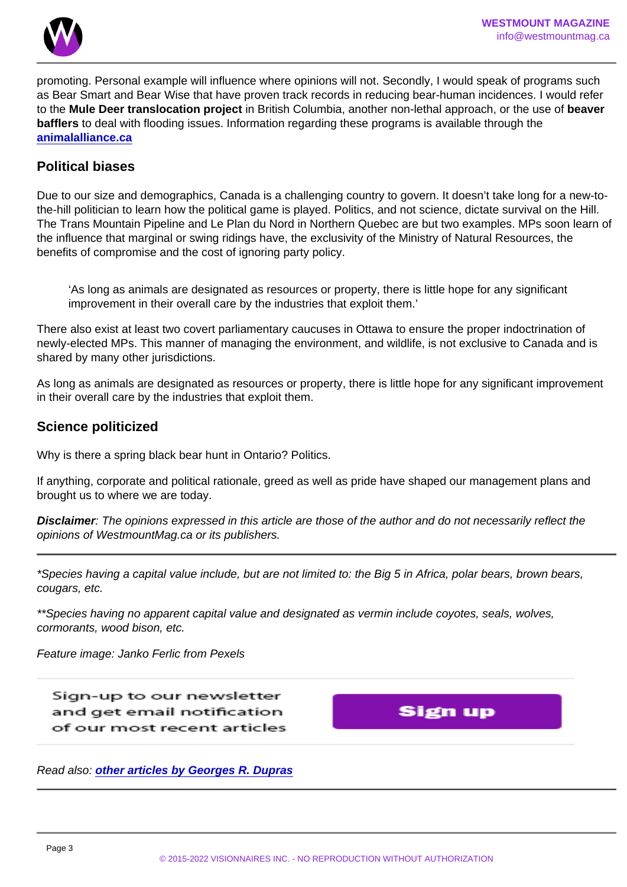promoting. Personal example will influence where opinions will not. Secondly, I would speak of programs such as Bear Smart and Bear Wise that have proven track records in reducing bear-human incidences. I would refer to the **Mule Deer translocation project** in British Columbia, another non-lethal approach, or the use of **beaver bafflers** to deal with flooding issues. Information regarding these programs is available through the **animalalliance.ca**

## Political biases

Due to our size and demographics, Canada is a challenging country to govern. It doesn't take long for a new-to-the-hill politician to learn how the political game is played. Politics, and not science, dictate survival on the Hill. The Trans Mountain Pipeline and Le Plan du Nord in Northern Quebec are but two examples. MPs soon learn of the influence that marginal or swing ridings have, the exclusivity of the Ministry of Natural Resources, the benefits of compromise and the cost of ignoring party policy.

> 'As long as animals are designated as resources or property, there is little hope for any significant improvement in their overall care by the industries that exploit them.'

There also exist at least two covert parliamentary caucuses in Ottawa to ensure the proper indoctrination of newly-elected MPs. This manner of managing the environment, and wildlife, is not exclusive to Canada and is shared by many other jurisdictions.

As long as animals are designated as resources or property, there is little hope for any significant improvement in their overall care by the industries that exploit them.

## Science politicized

Why is there a spring black bear hunt in Ontario? Politics.

If anything, corporate and political rationale, greed as well as pride have shaped our management plans and brought us to where we are today.

***Disclaimer**: The opinions expressed in this article are those of the author and do not necessarily reflect the opinions of WestmountMag.ca or its publishers.*

---

*\*Species having a capital value include, but are not limited to: the Big 5 in Africa, polar bears, brown bears, cougars, etc.*

*\*\*Species having no apparent capital value and designated as vermin include coyotes, seals, wolves, cormorants, wood bison, etc.*

*Feature image: Janko Ferlic from Pexels*

Sign-up to our newsletter and get email notification of our most recent articles

Sign up

*Read also: **other articles by Georges R. Dupras***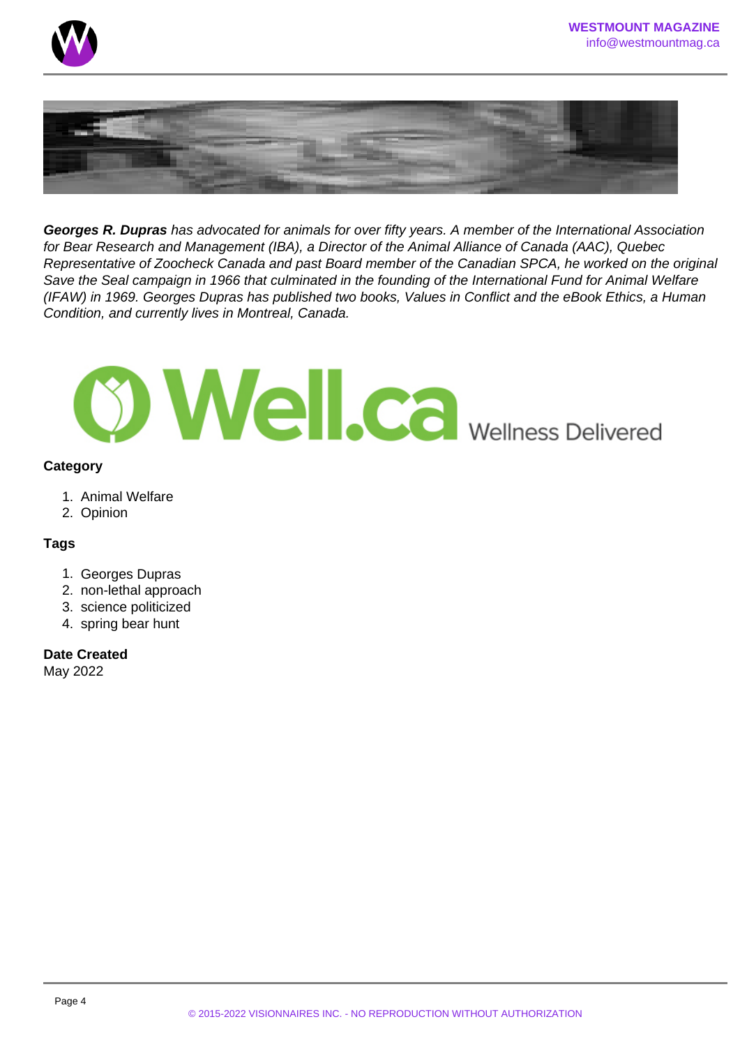***Georges R. Dupras** has advocated for animals for over fifty years. A member of the International Association for Bear Research and Management (IBA), a Director of the Animal Alliance of Canada (AAC), Quebec Representative of Zoocheck Canada and past Board member of the Canadian SPCA, he worked on the original Save the Seal campaign in 1966 that culminated in the founding of the International Fund for Animal Welfare (IFAW) in 1969. Georges Dupras has published two books, Values in Conflict and the eBook Ethics, a Human Condition, and currently lives in Montreal, Canada.*

**Category**

1. Animal Welfare
2. Opinion

**Tags**

1. Georges Dupras
2. non-lethal approach
3. science politicized
4. spring bear hunt

**Date Created**
May 2022